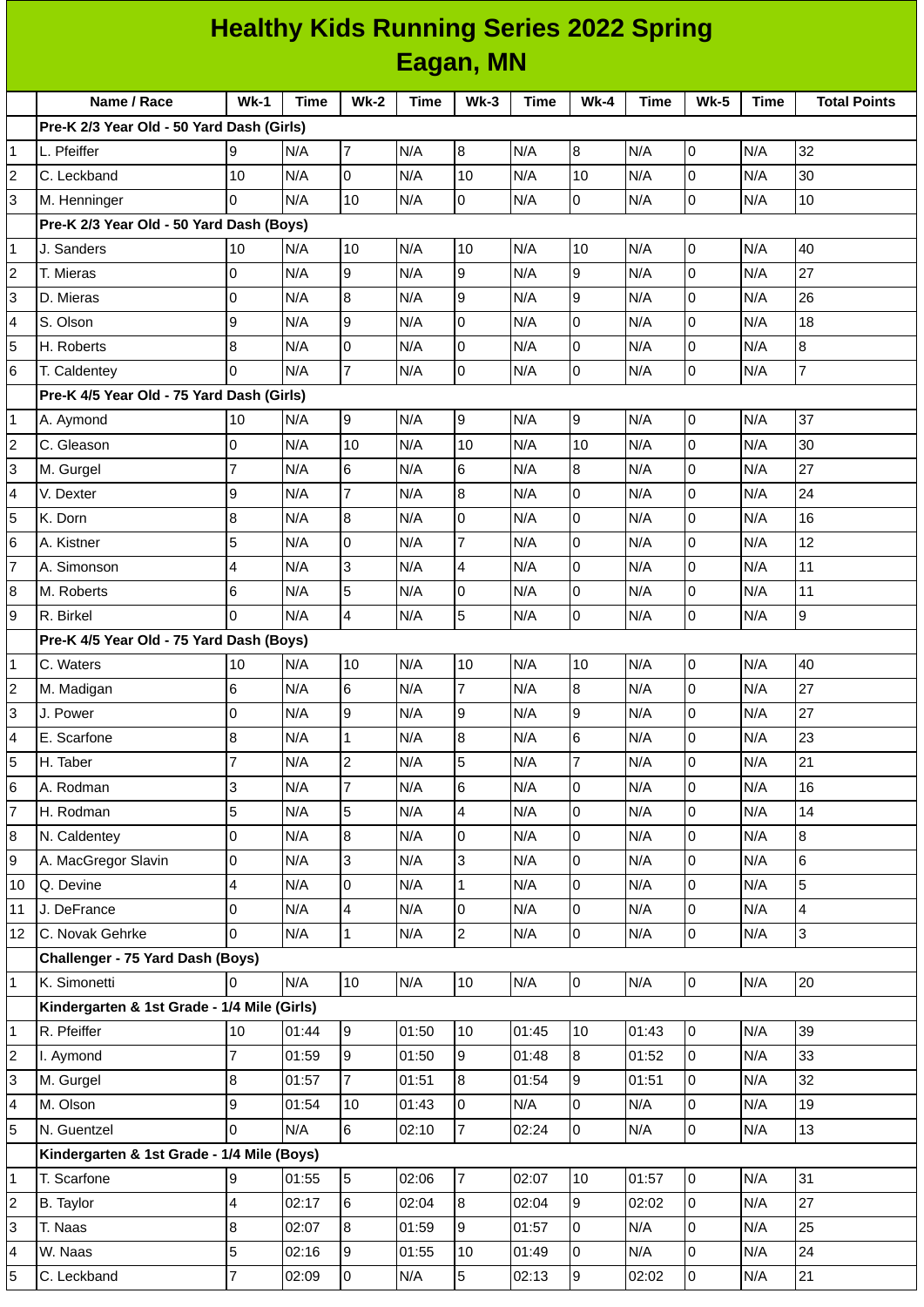# Healthy Kids Running Series 2022 Spring
## Eagan, MN

| | Name / Race | Wk-1 | Time | Wk-2 | Time | Wk-3 | Time | Wk-4 | Time | Wk-5 | Time | Total Points |
|---|---|---|---|---|---|---|---|---|---|---|---|---|
| | **Pre-K 2/3 Year Old - 50 Yard Dash (Girls)** | | | | | | | | | | | |
| 1 | L. Pfeiffer | 9 | N/A | 7 | N/A | 8 | N/A | 8 | N/A | 0 | N/A | 32 |
| 2 | C. Leckband | 10 | N/A | 0 | N/A | 10 | N/A | 10 | N/A | 0 | N/A | 30 |
| 3 | M. Henninger | 0 | N/A | 10 | N/A | 0 | N/A | 0 | N/A | 0 | N/A | 10 |
| | **Pre-K 2/3 Year Old - 50 Yard Dash (Boys)** | | | | | | | | | | | |
| 1 | J. Sanders | 10 | N/A | 10 | N/A | 10 | N/A | 10 | N/A | 0 | N/A | 40 |
| 2 | T. Mieras | 0 | N/A | 9 | N/A | 9 | N/A | 9 | N/A | 0 | N/A | 27 |
| 3 | D. Mieras | 0 | N/A | 8 | N/A | 9 | N/A | 9 | N/A | 0 | N/A | 26 |
| 4 | S. Olson | 9 | N/A | 9 | N/A | 0 | N/A | 0 | N/A | 0 | N/A | 18 |
| 5 | H. Roberts | 8 | N/A | 0 | N/A | 0 | N/A | 0 | N/A | 0 | N/A | 8 |
| 6 | T. Caldentey | 0 | N/A | 7 | N/A | 0 | N/A | 0 | N/A | 0 | N/A | 7 |
| | **Pre-K 4/5 Year Old - 75 Yard Dash (Girls)** | | | | | | | | | | | |
| 1 | A. Aymond | 10 | N/A | 9 | N/A | 9 | N/A | 9 | N/A | 0 | N/A | 37 |
| 2 | C. Gleason | 0 | N/A | 10 | N/A | 10 | N/A | 10 | N/A | 0 | N/A | 30 |
| 3 | M. Gurgel | 7 | N/A | 6 | N/A | 6 | N/A | 8 | N/A | 0 | N/A | 27 |
| 4 | V. Dexter | 9 | N/A | 7 | N/A | 8 | N/A | 0 | N/A | 0 | N/A | 24 |
| 5 | K. Dorn | 8 | N/A | 8 | N/A | 0 | N/A | 0 | N/A | 0 | N/A | 16 |
| 6 | A. Kistner | 5 | N/A | 0 | N/A | 7 | N/A | 0 | N/A | 0 | N/A | 12 |
| 7 | A. Simonson | 4 | N/A | 3 | N/A | 4 | N/A | 0 | N/A | 0 | N/A | 11 |
| 8 | M. Roberts | 6 | N/A | 5 | N/A | 0 | N/A | 0 | N/A | 0 | N/A | 11 |
| 9 | R. Birkel | 0 | N/A | 4 | N/A | 5 | N/A | 0 | N/A | 0 | N/A | 9 |
| | **Pre-K 4/5 Year Old - 75 Yard Dash (Boys)** | | | | | | | | | | | |
| 1 | C. Waters | 10 | N/A | 10 | N/A | 10 | N/A | 10 | N/A | 0 | N/A | 40 |
| 2 | M. Madigan | 6 | N/A | 6 | N/A | 7 | N/A | 8 | N/A | 0 | N/A | 27 |
| 3 | J. Power | 0 | N/A | 9 | N/A | 9 | N/A | 9 | N/A | 0 | N/A | 27 |
| 4 | E. Scarfone | 8 | N/A | 1 | N/A | 8 | N/A | 6 | N/A | 0 | N/A | 23 |
| 5 | H. Taber | 7 | N/A | 2 | N/A | 5 | N/A | 7 | N/A | 0 | N/A | 21 |
| 6 | A. Rodman | 3 | N/A | 7 | N/A | 6 | N/A | 0 | N/A | 0 | N/A | 16 |
| 7 | H. Rodman | 5 | N/A | 5 | N/A | 4 | N/A | 0 | N/A | 0 | N/A | 14 |
| 8 | N. Caldentey | 0 | N/A | 8 | N/A | 0 | N/A | 0 | N/A | 0 | N/A | 8 |
| 9 | A. MacGregor Slavin | 0 | N/A | 3 | N/A | 3 | N/A | 0 | N/A | 0 | N/A | 6 |
| 10 | Q. Devine | 4 | N/A | 0 | N/A | 1 | N/A | 0 | N/A | 0 | N/A | 5 |
| 11 | J. DeFrance | 0 | N/A | 4 | N/A | 0 | N/A | 0 | N/A | 0 | N/A | 4 |
| 12 | C. Novak Gehrke | 0 | N/A | 1 | N/A | 2 | N/A | 0 | N/A | 0 | N/A | 3 |
| | **Challenger - 75 Yard Dash (Boys)** | | | | | | | | | | | |
| 1 | K. Simonetti | 0 | N/A | 10 | N/A | 10 | N/A | 0 | N/A | 0 | N/A | 20 |
| | **Kindergarten & 1st Grade - 1/4 Mile (Girls)** | | | | | | | | | | | |
| 1 | R. Pfeiffer | 10 | 01:44 | 9 | 01:50 | 10 | 01:45 | 10 | 01:43 | 0 | N/A | 39 |
| 2 | I. Aymond | 7 | 01:59 | 9 | 01:50 | 9 | 01:48 | 8 | 01:52 | 0 | N/A | 33 |
| 3 | M. Gurgel | 8 | 01:57 | 7 | 01:51 | 8 | 01:54 | 9 | 01:51 | 0 | N/A | 32 |
| 4 | M. Olson | 9 | 01:54 | 10 | 01:43 | 0 | N/A | 0 | N/A | 0 | N/A | 19 |
| 5 | N. Guentzel | 0 | N/A | 6 | 02:10 | 7 | 02:24 | 0 | N/A | 0 | N/A | 13 |
| | **Kindergarten & 1st Grade - 1/4 Mile (Boys)** | | | | | | | | | | | |
| 1 | T. Scarfone | 9 | 01:55 | 5 | 02:06 | 7 | 02:07 | 10 | 01:57 | 0 | N/A | 31 |
| 2 | B. Taylor | 4 | 02:17 | 6 | 02:04 | 8 | 02:04 | 9 | 02:02 | 0 | N/A | 27 |
| 3 | T. Naas | 8 | 02:07 | 8 | 01:59 | 9 | 01:57 | 0 | N/A | 0 | N/A | 25 |
| 4 | W. Naas | 5 | 02:16 | 9 | 01:55 | 10 | 01:49 | 0 | N/A | 0 | N/A | 24 |
| 5 | C. Leckband | 7 | 02:09 | 0 | N/A | 5 | 02:13 | 9 | 02:02 | 0 | N/A | 21 |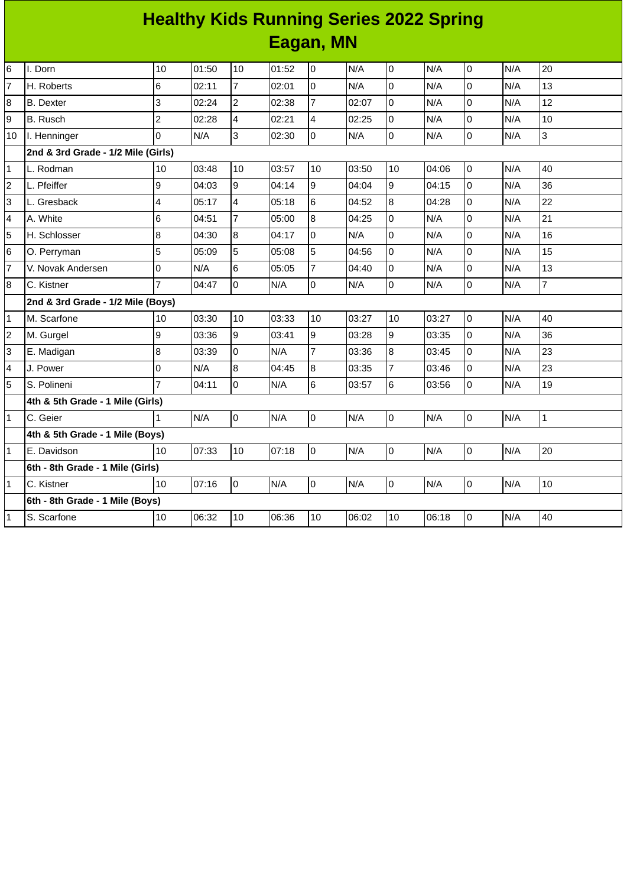# Healthy Kids Running Series 2022 Spring

## Eagan, MN

| | | | | | | | | | | | | |
|---|---|---|---|---|---|---|---|---|---|---|---|---|
| 6 | I. Dorn | 10 | 01:50 | 10 | 01:52 | 0 | N/A | 0 | N/A | 0 | N/A | 20 |
| 7 | H. Roberts | 6 | 02:11 | 7 | 02:01 | 0 | N/A | 0 | N/A | 0 | N/A | 13 |
| 8 | B. Dexter | 3 | 02:24 | 2 | 02:38 | 7 | 02:07 | 0 | N/A | 0 | N/A | 12 |
| 9 | B. Rusch | 2 | 02:28 | 4 | 02:21 | 4 | 02:25 | 0 | N/A | 0 | N/A | 10 |
| 10 | I. Henninger | 0 | N/A | 3 | 02:30 | 0 | N/A | 0 | N/A | 0 | N/A | 3 |
| | **2nd & 3rd Grade - 1/2 Mile (Girls)** | | | | | | | | | | | |
| 1 | L. Rodman | 10 | 03:48 | 10 | 03:57 | 10 | 03:50 | 10 | 04:06 | 0 | N/A | 40 |
| 2 | L. Pfeiffer | 9 | 04:03 | 9 | 04:14 | 9 | 04:04 | 9 | 04:15 | 0 | N/A | 36 |
| 3 | L. Gresback | 4 | 05:17 | 4 | 05:18 | 6 | 04:52 | 8 | 04:28 | 0 | N/A | 22 |
| 4 | A. White | 6 | 04:51 | 7 | 05:00 | 8 | 04:25 | 0 | N/A | 0 | N/A | 21 |
| 5 | H. Schlosser | 8 | 04:30 | 8 | 04:17 | 0 | N/A | 0 | N/A | 0 | N/A | 16 |
| 6 | O. Perryman | 5 | 05:09 | 5 | 05:08 | 5 | 04:56 | 0 | N/A | 0 | N/A | 15 |
| 7 | V. Novak Andersen | 0 | N/A | 6 | 05:05 | 7 | 04:40 | 0 | N/A | 0 | N/A | 13 |
| 8 | C. Kistner | 7 | 04:47 | 0 | N/A | 0 | N/A | 0 | N/A | 0 | N/A | 7 |
| | **2nd & 3rd Grade - 1/2 Mile (Boys)** | | | | | | | | | | | |
| 1 | M. Scarfone | 10 | 03:30 | 10 | 03:33 | 10 | 03:27 | 10 | 03:27 | 0 | N/A | 40 |
| 2 | M. Gurgel | 9 | 03:36 | 9 | 03:41 | 9 | 03:28 | 9 | 03:35 | 0 | N/A | 36 |
| 3 | E. Madigan | 8 | 03:39 | 0 | N/A | 7 | 03:36 | 8 | 03:45 | 0 | N/A | 23 |
| 4 | J. Power | 0 | N/A | 8 | 04:45 | 8 | 03:35 | 7 | 03:46 | 0 | N/A | 23 |
| 5 | S. Polineni | 7 | 04:11 | 0 | N/A | 6 | 03:57 | 6 | 03:56 | 0 | N/A | 19 |
| | **4th & 5th Grade - 1 Mile (Girls)** | | | | | | | | | | | |
| 1 | C. Geier | 1 | N/A | 0 | N/A | 0 | N/A | 0 | N/A | 0 | N/A | 1 |
| | **4th & 5th Grade - 1 Mile (Boys)** | | | | | | | | | | | |
| 1 | E. Davidson | 10 | 07:33 | 10 | 07:18 | 0 | N/A | 0 | N/A | 0 | N/A | 20 |
| | **6th - 8th Grade - 1 Mile (Girls)** | | | | | | | | | | | |
| 1 | C. Kistner | 10 | 07:16 | 0 | N/A | 0 | N/A | 0 | N/A | 0 | N/A | 10 |
| | **6th - 8th Grade - 1 Mile (Boys)** | | | | | | | | | | | |
| 1 | S. Scarfone | 10 | 06:32 | 10 | 06:36 | 10 | 06:02 | 10 | 06:18 | 0 | N/A | 40 |